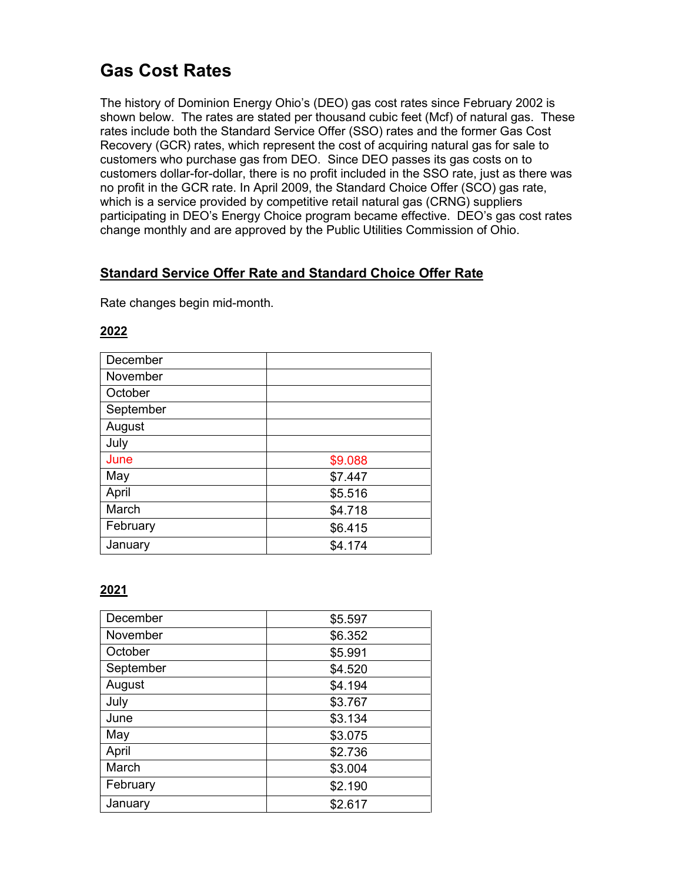# Gas Cost Rates

The history of Dominion Energy Ohio's (DEO) gas cost rates since February 2002 is shown below. The rates are stated per thousand cubic feet (Mcf) of natural gas. These rates include both the Standard Service Offer (SSO) rates and the former Gas Cost Recovery (GCR) rates, which represent the cost of acquiring natural gas for sale to customers who purchase gas from DEO. Since DEO passes its gas costs on to customers dollar-for-dollar, there is no profit included in the SSO rate, just as there was no profit in the GCR rate. In April 2009, the Standard Choice Offer (SCO) gas rate, which is a service provided by competitive retail natural gas (CRNG) suppliers participating in DEO's Energy Choice program became effective. DEO's gas cost rates change monthly and are approved by the Public Utilities Commission of Ohio.

## Standard Service Offer Rate and Standard Choice Offer Rate

Rate changes begin mid-month.

### 2022

| | |
|---|---|
| December | |
| November | |
| October | |
| September | |
| August | |
| July | |
| June | $9.088 |
| May | $7.447 |
| April | $5.516 |
| March | $4.718 |
| February | $6.415 |
| January | $4.174 |

### 2021

| | |
|---|---|
| December | $5.597 |
| November | $6.352 |
| October | $5.991 |
| September | $4.520 |
| August | $4.194 |
| July | $3.767 |
| June | $3.134 |
| May | $3.075 |
| April | $2.736 |
| March | $3.004 |
| February | $2.190 |
| January | $2.617 |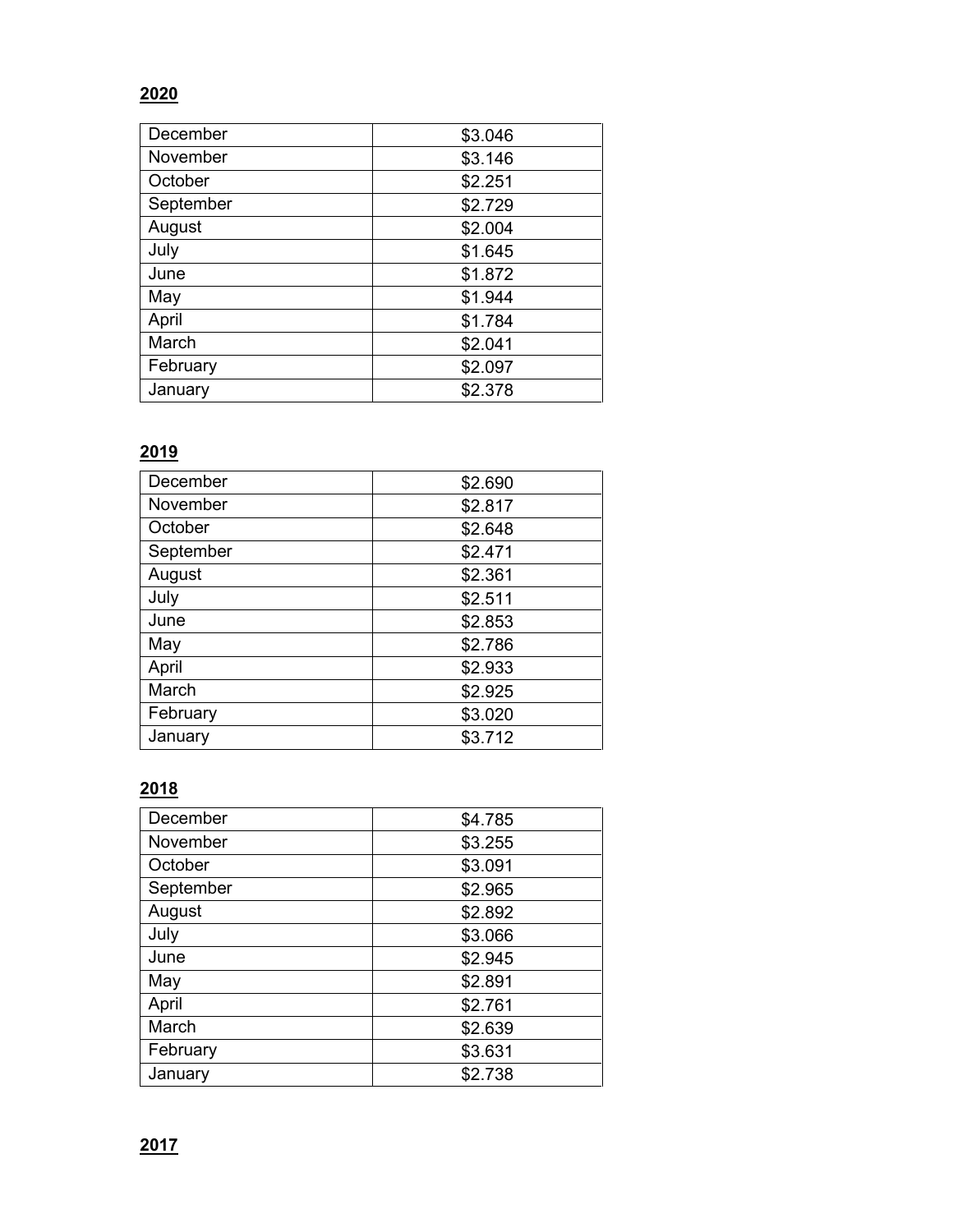**2020**

| | |
|---|---|
| December | $3.046 |
| November | $3.146 |
| October | $2.251 |
| September | $2.729 |
| August | $2.004 |
| July | $1.645 |
| June | $1.872 |
| May | $1.944 |
| April | $1.784 |
| March | $2.041 |
| February | $2.097 |
| January | $2.378 |

**2019**

| | |
|---|---|
| December | $2.690 |
| November | $2.817 |
| October | $2.648 |
| September | $2.471 |
| August | $2.361 |
| July | $2.511 |
| June | $2.853 |
| May | $2.786 |
| April | $2.933 |
| March | $2.925 |
| February | $3.020 |
| January | $3.712 |

**2018**

| | |
|---|---|
| December | $4.785 |
| November | $3.255 |
| October | $3.091 |
| September | $2.965 |
| August | $2.892 |
| July | $3.066 |
| June | $2.945 |
| May | $2.891 |
| April | $2.761 |
| March | $2.639 |
| February | $3.631 |
| January | $2.738 |

**2017**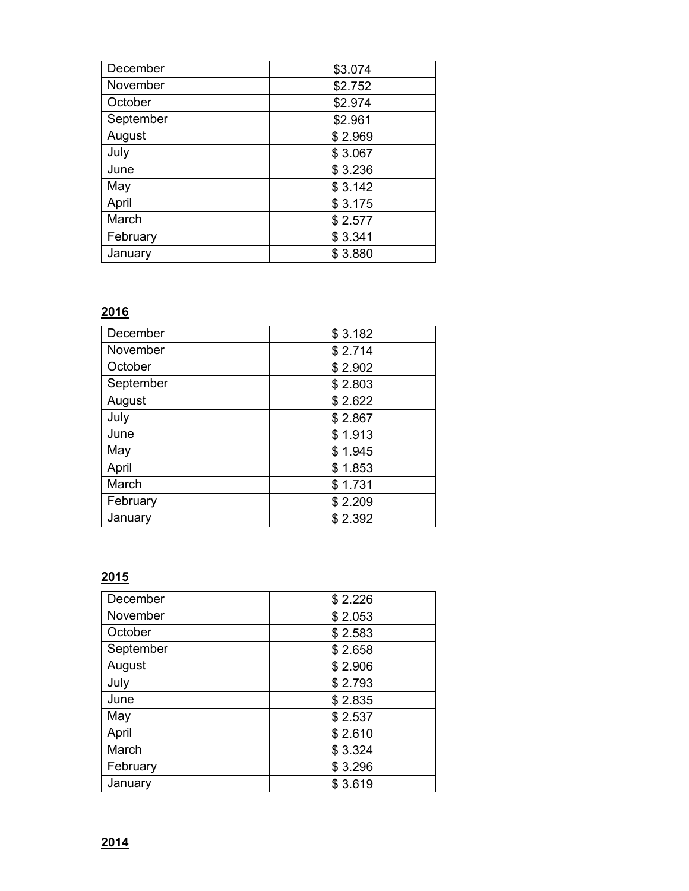| December | $3.074 |
|---|---|
| November | $2.752 |
| October | $2.974 |
| September | $2.961 |
| August | $ 2.969 |
| July | $ 3.067 |
| June | $ 3.236 |
| May | $ 3.142 |
| April | $ 3.175 |
| March | $ 2.577 |
| February | $ 3.341 |
| January | $ 3.880 |

**2016**

| December | $ 3.182 |
|---|---|
| November | $ 2.714 |
| October | $ 2.902 |
| September | $ 2.803 |
| August | $ 2.622 |
| July | $ 2.867 |
| June | $ 1.913 |
| May | $ 1.945 |
| April | $ 1.853 |
| March | $ 1.731 |
| February | $ 2.209 |
| January | $ 2.392 |

**2015**

| December | $ 2.226 |
|---|---|
| November | $ 2.053 |
| October | $ 2.583 |
| September | $ 2.658 |
| August | $ 2.906 |
| July | $ 2.793 |
| June | $ 2.835 |
| May | $ 2.537 |
| April | $ 2.610 |
| March | $ 3.324 |
| February | $ 3.296 |
| January | $ 3.619 |

**2014**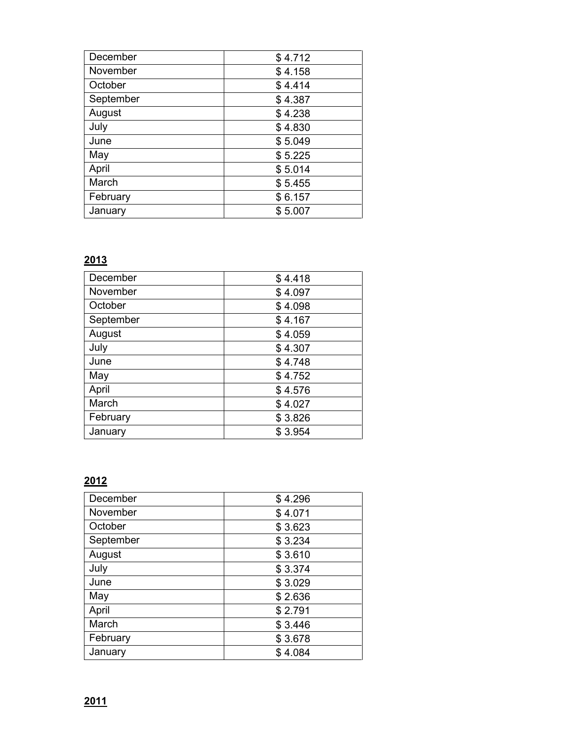| December | $ 4.712 |
|---|---|
| November | $ 4.158 |
| October | $ 4.414 |
| September | $ 4.387 |
| August | $ 4.238 |
| July | $ 4.830 |
| June | $ 5.049 |
| May | $ 5.225 |
| April | $ 5.014 |
| March | $ 5.455 |
| February | $ 6.157 |
| January | $ 5.007 |

**2013**

| December | $ 4.418 |
|---|---|
| November | $ 4.097 |
| October | $ 4.098 |
| September | $ 4.167 |
| August | $ 4.059 |
| July | $ 4.307 |
| June | $ 4.748 |
| May | $ 4.752 |
| April | $ 4.576 |
| March | $ 4.027 |
| February | $ 3.826 |
| January | $ 3.954 |

**2012**

| December | $ 4.296 |
|---|---|
| November | $ 4.071 |
| October | $ 3.623 |
| September | $ 3.234 |
| August | $ 3.610 |
| July | $ 3.374 |
| June | $ 3.029 |
| May | $ 2.636 |
| April | $ 2.791 |
| March | $ 3.446 |
| February | $ 3.678 |
| January | $ 4.084 |

**2011**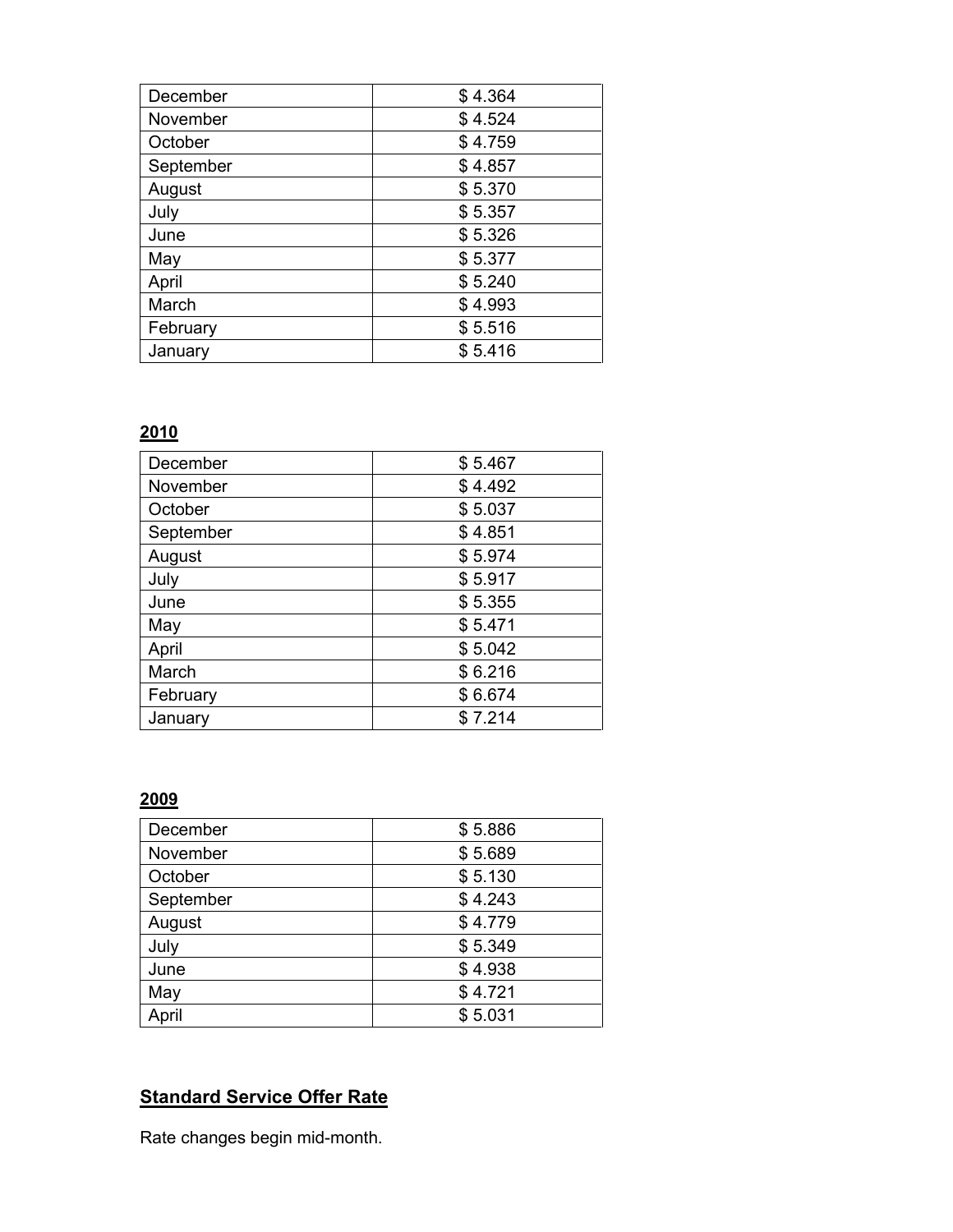| December | $ 4.364 |
|---|---|
| November | $ 4.524 |
| October | $ 4.759 |
| September | $ 4.857 |
| August | $ 5.370 |
| July | $ 5.357 |
| June | $ 5.326 |
| May | $ 5.377 |
| April | $ 5.240 |
| March | $ 4.993 |
| February | $ 5.516 |
| January | $ 5.416 |

**2010**

| December | $ 5.467 |
|---|---|
| November | $ 4.492 |
| October | $ 5.037 |
| September | $ 4.851 |
| August | $ 5.974 |
| July | $ 5.917 |
| June | $ 5.355 |
| May | $ 5.471 |
| April | $ 5.042 |
| March | $ 6.216 |
| February | $ 6.674 |
| January | $ 7.214 |

**2009**

| December | $ 5.886 |
|---|---|
| November | $ 5.689 |
| October | $ 5.130 |
| September | $ 4.243 |
| August | $ 4.779 |
| July | $ 5.349 |
| June | $ 4.938 |
| May | $ 4.721 |
| April | $ 5.031 |

## Standard Service Offer Rate

Rate changes begin mid-month.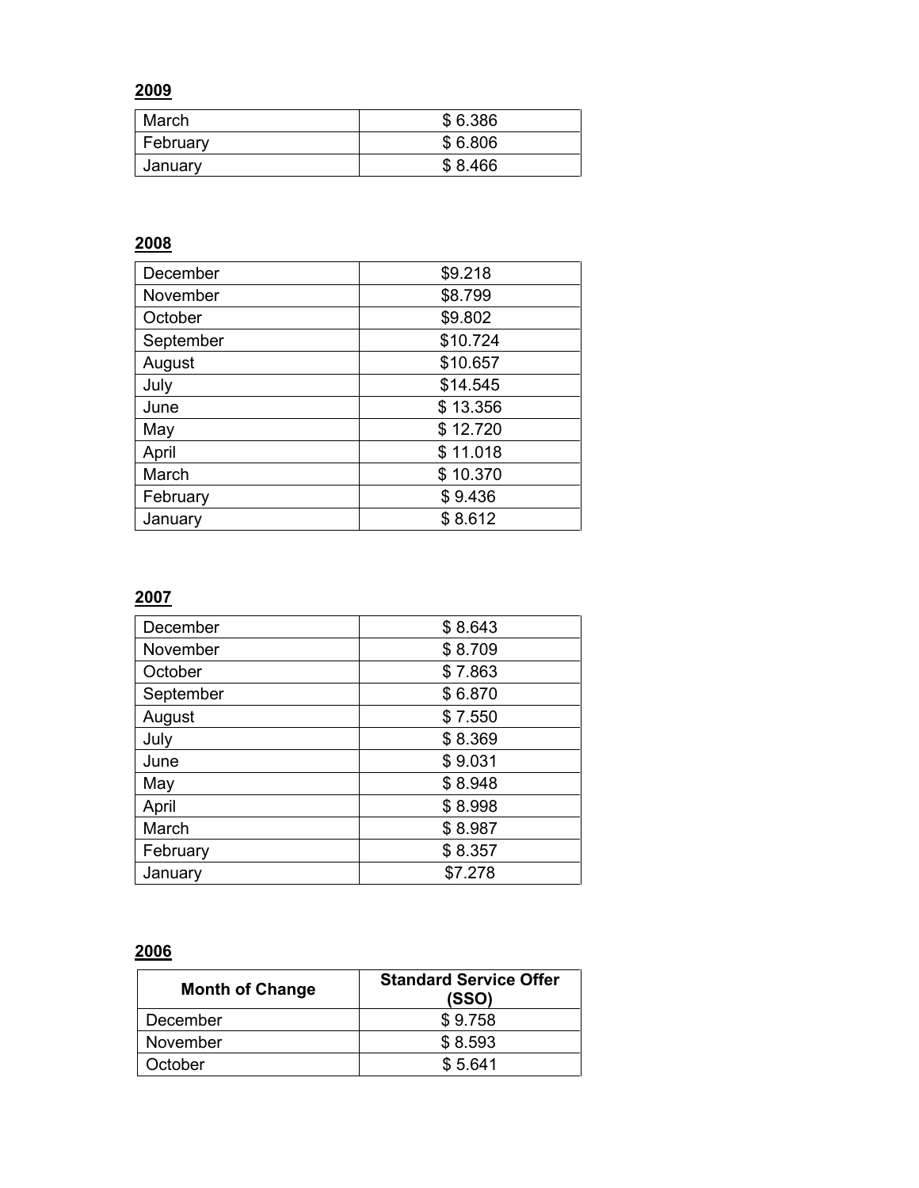**2009**

| | |
|---|---|
| March | $ 6.386 |
| February | $ 6.806 |
| January | $ 8.466 |

**2008**

| | |
|---|---|
| December | $9.218 |
| November | $8.799 |
| October | $9.802 |
| September | $10.724 |
| August | $10.657 |
| July | $14.545 |
| June | $ 13.356 |
| May | $ 12.720 |
| April | $ 11.018 |
| March | $ 10.370 |
| February | $ 9.436 |
| January | $ 8.612 |

**2007**

| | |
|---|---|
| December | $ 8.643 |
| November | $ 8.709 |
| October | $ 7.863 |
| September | $ 6.870 |
| August | $ 7.550 |
| July | $ 8.369 |
| June | $ 9.031 |
| May | $ 8.948 |
| April | $ 8.998 |
| March | $ 8.987 |
| February | $ 8.357 |
| January | $7.278 |

**2006**

| Month of Change | Standard Service Offer (SSO) |
|---|---|
| December | $ 9.758 |
| November | $ 8.593 |
| October | $ 5.641 |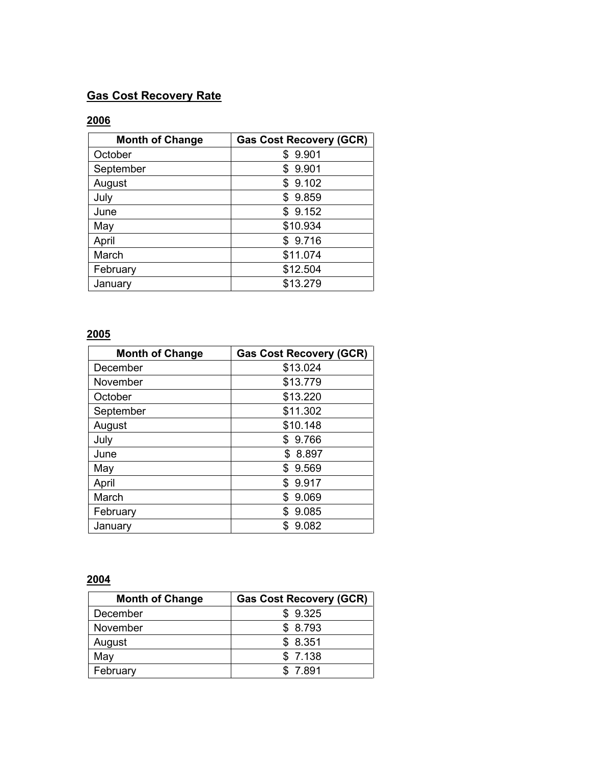## Gas Cost Recovery Rate

### 2006

| Month of Change | Gas Cost Recovery (GCR) |
| --- | --- |
| October | $ 9.901 |
| September | $ 9.901 |
| August | $ 9.102 |
| July | $ 9.859 |
| June | $ 9.152 |
| May | $10.934 |
| April | $ 9.716 |
| March | $11.074 |
| February | $12.504 |
| January | $13.279 |

### 2005

| Month of Change | Gas Cost Recovery (GCR) |
| --- | --- |
| December | $13.024 |
| November | $13.779 |
| October | $13.220 |
| September | $11.302 |
| August | $10.148 |
| July | $ 9.766 |
| June | $ 8.897 |
| May | $ 9.569 |
| April | $ 9.917 |
| March | $ 9.069 |
| February | $ 9.085 |
| January | $ 9.082 |

### 2004

| Month of Change | Gas Cost Recovery (GCR) |
| --- | --- |
| December | $ 9.325 |
| November | $ 8.793 |
| August | $ 8.351 |
| May | $ 7.138 |
| February | $ 7.891 |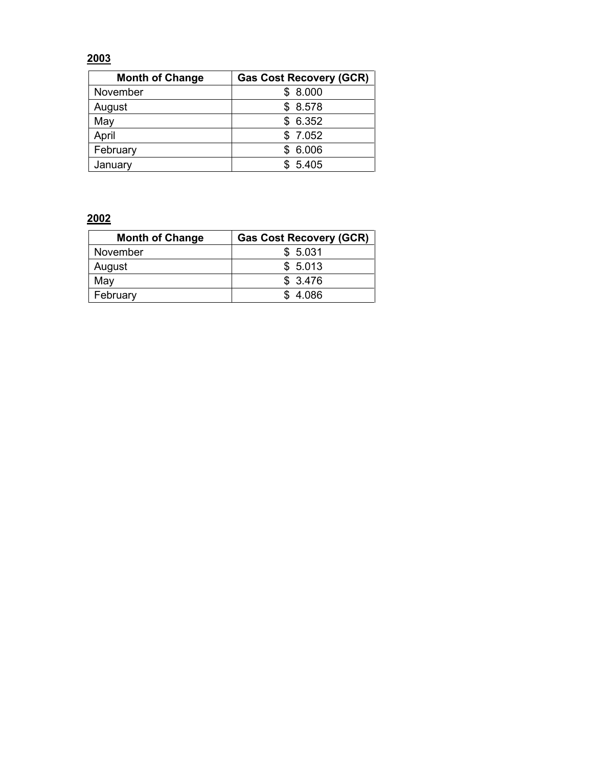**2003**

| Month of Change | Gas Cost Recovery (GCR) |
| --- | --- |
| November | $ 8.000 |
| August | $ 8.578 |
| May | $ 6.352 |
| April | $ 7.052 |
| February | $ 6.006 |
| January | $ 5.405 |

**2002**

| Month of Change | Gas Cost Recovery (GCR) |
| --- | --- |
| November | $ 5.031 |
| August | $ 5.013 |
| May | $ 3.476 |
| February | $ 4.086 |